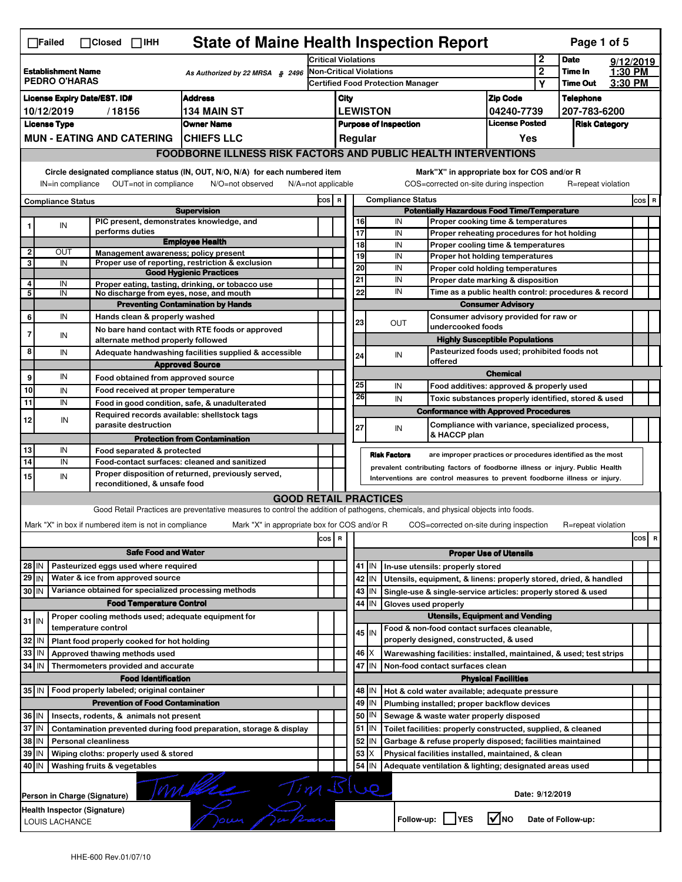☐Failed ☐Closed ☐IHH

# State of Maine Health Inspection Report

| | | | |
|---|---|---|---|
| **Establishment Name** PEDRO O'HARAS | As Authorized by 22 MRSA § 2496 | Critical Violations: 2 | **Date** 9/12/2019 |
| | | Non-Critical Violations: 2 | **Time In** 1:30 PM |
| | | Certified Food Protection Manager: Y | **Time Out** 3:30 PM |

| License Expiry Date/EST. ID# | Address | City | Zip Code | Telephone |
|---|---|---|---|---|
| 10/12/2019 / 18156 | 134 MAIN ST | LEWISTON | 04240-7739 | 207-783-6200 |

| License Type | Owner Name | Purpose of Inspection | License Posted | Risk Category |
|---|---|---|---|---|
| MUN - EATING AND CATERING | CHIEFS LLC | Regular | Yes | |

## FOODBORNE ILLNESS RISK FACTORS AND PUBLIC HEALTH INTERVENTIONS

Circle designated compliance status (IN, OUT, N/O, N/A) for each numbered item
IN=in compliance OUT=not in compliance N/O=not observed N/A=not applicable

Mark "X" in appropriate box for COS and/or R
COS=corrected on-site during inspection R=repeat violation

| # | Compliance Status | Item | COS | R |
|---|---|---|---|---|
| | | **Supervision** | | |
| 1 | IN | PIC present, demonstrates knowledge, and performs duties | | |
| | | **Employee Health** | | |
| 2 | OUT | Management awareness; policy present | | |
| 3 | IN | Proper use of reporting, restriction & exclusion | | |
| | | **Good Hygienic Practices** | | |
| 4 | IN | Proper eating, tasting, drinking, or tobacco use | | |
| 5 | IN | No discharge from eyes, nose, and mouth | | |
| | | **Preventing Contamination by Hands** | | |
| 6 | IN | Hands clean & properly washed | | |
| 7 | IN | No bare hand contact with RTE foods or approved alternate method properly followed | | |
| 8 | IN | Adequate handwashing facilities supplied & accessible | | |
| | | **Approved Source** | | |
| 9 | IN | Food obtained from approved source | | |
| 10 | IN | Food received at proper temperature | | |
| 11 | IN | Food in good condition, safe, & unadulterated | | |
| 12 | IN | Required records available: shellstock tags parasite destruction | | |
| | | **Protection from Contamination** | | |
| 13 | IN | Food separated & protected | | |
| 14 | IN | Food-contact surfaces: cleaned and sanitized | | |
| 15 | IN | Proper disposition of returned, previously served, reconditioned, & unsafe food | | |
| | | **Potentially Hazardous Food Time/Temperature** | | |
| 16 | IN | Proper cooking time & temperatures | | |
| 17 | IN | Proper reheating procedures for hot holding | | |
| 18 | IN | Proper cooling time & temperatures | | |
| 19 | IN | Proper hot holding temperatures | | |
| 20 | IN | Proper cold holding temperatures | | |
| 21 | IN | Proper date marking & disposition | | |
| 22 | IN | Time as a public health control: procedures & record | | |
| | | **Consumer Advisory** | | |
| 23 | OUT | Consumer advisory provided for raw or undercooked foods | | |
| | | **Highly Susceptible Populations** | | |
| 24 | IN | Pasteurized foods used; prohibited foods not offered | | |
| | | **Chemical** | | |
| 25 | IN | Food additives: approved & properly used | | |
| 26 | IN | Toxic substances properly identified, stored & used | | |
| | | **Conformance with Approved Procedures** | | |
| 27 | IN | Compliance with variance, specialized process, & HACCP plan | | |

**Risk Factors** are improper practices or procedures identified as the most prevalent contributing factors of foodborne illness or injury. Public Health Interventions are control measures to prevent foodborne illness or injury.

## GOOD RETAIL PRACTICES

Good Retail Practices are preventative measures to control the addition of pathogens, chemicals, and physical objects into foods.

Mark "X" in box if numbered item is not in compliance Mark "X" in appropriate box for COS and/or R COS=corrected on-site during inspection R=repeat violation

| # | Status | Item | COS | R |
|---|---|---|---|---|
| | | **Safe Food and Water** | | |
| 28 | IN | Pasteurized eggs used where required | | |
| 29 | IN | Water & ice from approved source | | |
| 30 | IN | Variance obtained for specialized processing methods | | |
| | | **Food Temperature Control** | | |
| 31 | IN | Proper cooling methods used; adequate equipment for temperature control | | |
| 32 | IN | Plant food properly cooked for hot holding | | |
| 33 | IN | Approved thawing methods used | | |
| 34 | IN | Thermometers provided and accurate | | |
| | | **Food Identification** | | |
| 35 | IN | Food properly labeled; original container | | |
| | | **Prevention of Food Contamination** | | |
| 36 | IN | Insects, rodents, & animals not present | | |
| 37 | IN | Contamination prevented during food preparation, storage & display | | |
| 38 | IN | Personal cleanliness | | |
| 39 | IN | Wiping cloths: properly used & stored | | |
| 40 | IN | Washing fruits & vegetables | | |
| | | **Proper Use of Utensils** | | |
| 41 | IN | In-use utensils: properly stored | | |
| 42 | IN | Utensils, equipment, & linens: properly stored, dried, & handled | | |
| 43 | IN | Single-use & single-service articles: properly stored & used | | |
| 44 | IN | Gloves used properly | | |
| | | **Utensils, Equipment and Vending** | | |
| 45 | IN | Food & non-food contact surfaces cleanable, properly designed, constructed, & used | | |
| 46 | X | Warewashing facilities: installed, maintained, & used; test strips | | |
| 47 | IN | Non-food contact surfaces clean | | |
| | | **Physical Facilities** | | |
| 48 | IN | Hot & cold water available; adequate pressure | | |
| 49 | IN | Plumbing installed; proper backflow devices | | |
| 50 | IN | Sewage & waste water properly disposed | | |
| 51 | IN | Toilet facilities: properly constructed, supplied, & cleaned | | |
| 52 | IN | Garbage & refuse properly disposed; facilities maintained | | |
| 53 | X | Physical facilities installed, maintained, & clean | | |
| 54 | IN | Adequate ventilation & lighting; designated areas used | | |

Person in Charge (Signature): Tim Blue [signature] Date: 9/12/2019

Health Inspector (Signature): LOUIS LACHANCE [signature]

Follow-up: ☐ YES ☑ NO Date of Follow-up:

HHE-600 Rev.01/07/10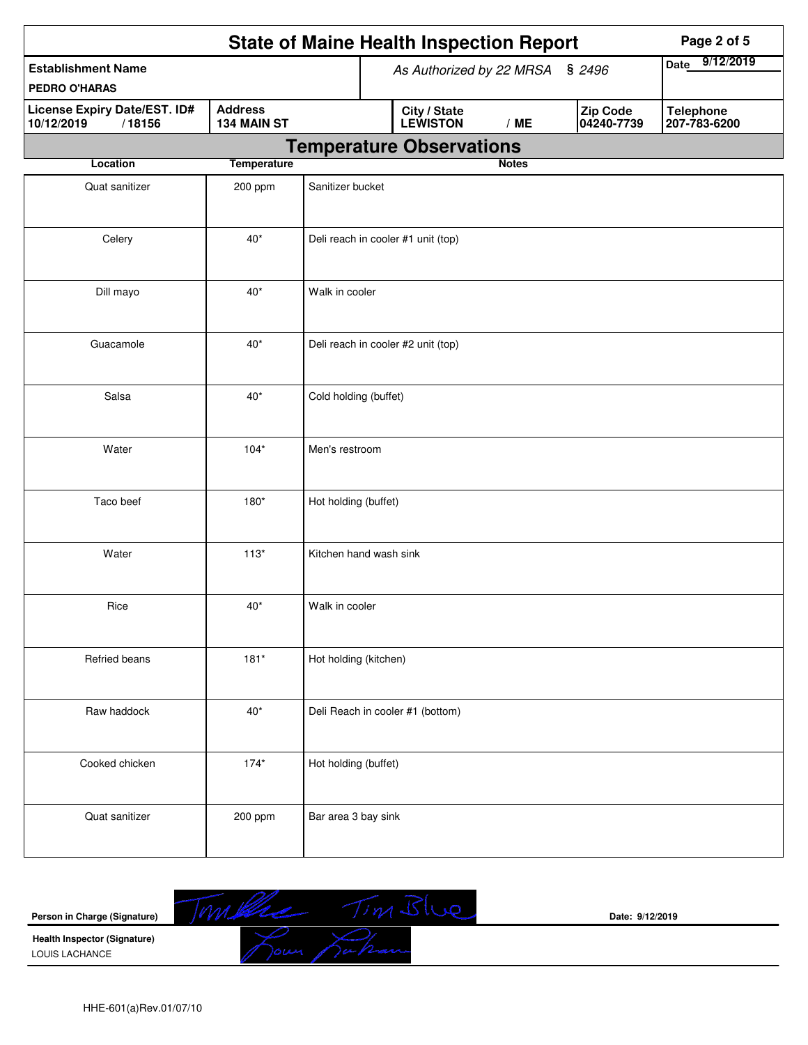# State of Maine Health Inspection Report

| Establishment Name | As Authorized by 22 MRSA § 2496 | | | Date 9/12/2019 |
|---|---|---|---|---|
| PEDRO O'HARAS | | | | |
| **License Expiry Date/EST. ID#** 10/12/2019 / 18156 | **Address** 134 MAIN ST | **City / State** LEWISTON / ME | **Zip Code** 04240-7739 | **Telephone** 207-783-6200 |

## Temperature Observations

| Location | Temperature | Notes |
|---|---|---|
| Quat sanitizer | 200 ppm | Sanitizer bucket |
| Celery | 40* | Deli reach in cooler #1 unit (top) |
| Dill mayo | 40* | Walk in cooler |
| Guacamole | 40* | Deli reach in cooler #2 unit (top) |
| Salsa | 40* | Cold holding (buffet) |
| Water | 104* | Men's restroom |
| Taco beef | 180* | Hot holding (buffet) |
| Water | 113* | Kitchen hand wash sink |
| Rice | 40* | Walk in cooler |
| Refried beans | 181* | Hot holding (kitchen) |
| Raw haddock | 40* | Deli Reach in cooler #1 (bottom) |
| Cooked chicken | 174* | Hot holding (buffet) |
| Quat sanitizer | 200 ppm | Bar area 3 bay sink |

**Person in Charge (Signature)** Tim Blue Date: 9/12/2019

**Health Inspector (Signature)**
LOUIS LACHANCE

HHE-601(a)Rev.01/07/10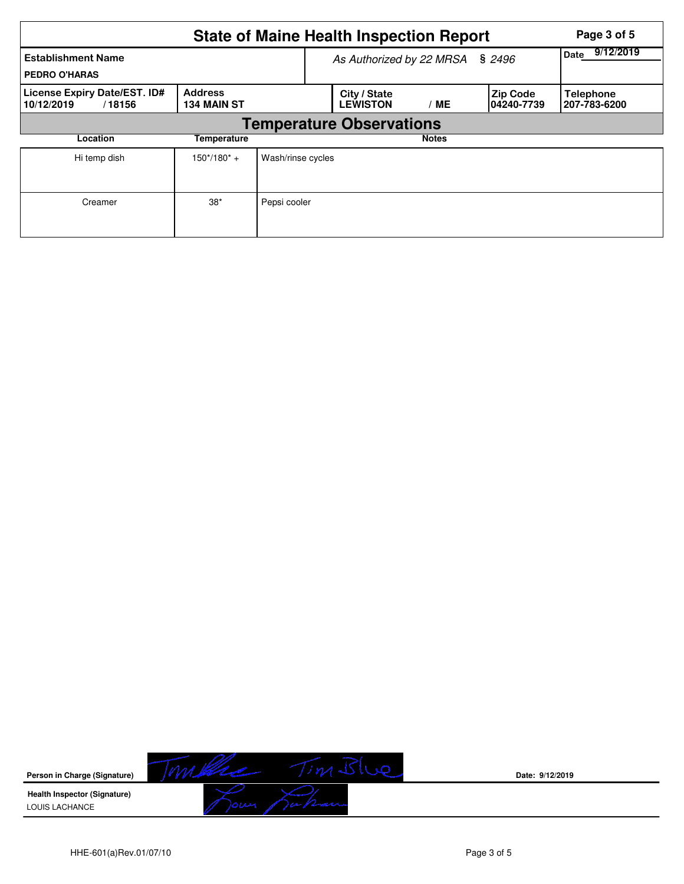# State of Maine Health Inspection Report

| Establishment Name | As Authorized by 22 MRSA § 2496 | | | Date 9/12/2019 |
|---|---|---|---|---|
| PEDRO O'HARAS | | | | |
| **License Expiry Date/EST. ID#** 10/12/2019 / 18156 | **Address** 134 MAIN ST | **City / State** LEWISTON / ME | **Zip Code** 04240-7739 | **Telephone** 207-783-6200 |

## Temperature Observations

| Location | Temperature | Notes |
|---|---|---|
| Hi temp dish | 150*/180* + | Wash/rinse cycles |
| Creamer | 38* | Pepsi cooler |

**Person in Charge (Signature)** Tim Blue

Date: 9/12/2019

**Health Inspector (Signature)**
LOUIS LACHANCE

HHE-601(a)Rev.01/07/10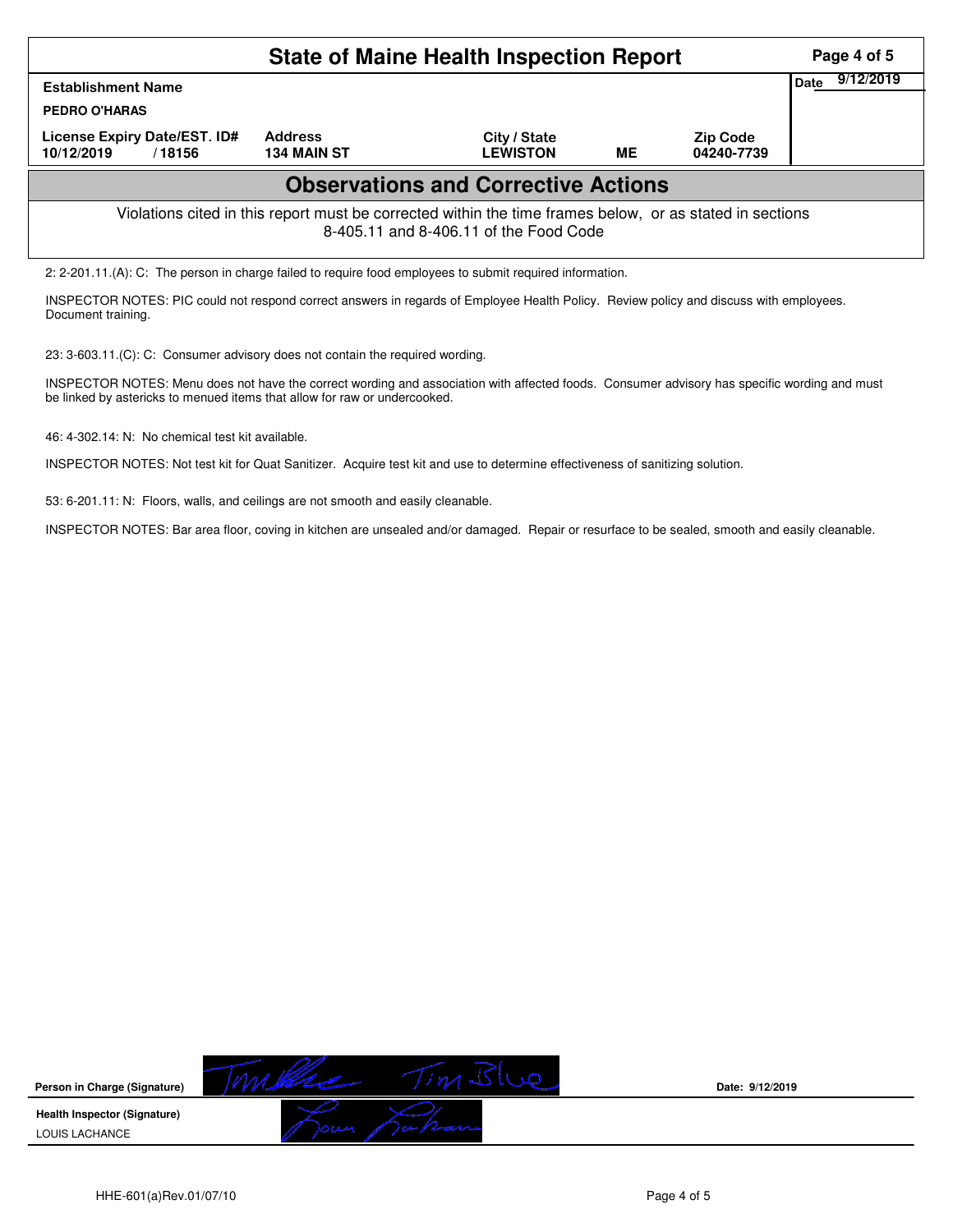# State of Maine Health Inspection Report

| Establishment Name | | | | | Date 9/12/2019 |
|---|---|---|---|---|---|
| PEDRO O'HARAS | | | | | |
| License Expiry Date/EST. ID# | Address | City / State | | Zip Code | |
| 10/12/2019 / 18156 | 134 MAIN ST | LEWISTON | ME | 04240-7739 | |

## Observations and Corrective Actions

Violations cited in this report must be corrected within the time frames below, or as stated in sections 8-405.11 and 8-406.11 of the Food Code

2: 2-201.11.(A): C: The person in charge failed to require food employees to submit required information.

INSPECTOR NOTES: PIC could not respond correct answers in regards of Employee Health Policy. Review policy and discuss with employees. Document training.

23: 3-603.11.(C): C: Consumer advisory does not contain the required wording.

INSPECTOR NOTES: Menu does not have the correct wording and association with affected foods. Consumer advisory has specific wording and must be linked by astericks to menued items that allow for raw or undercooked.

46: 4-302.14: N: No chemical test kit available.

INSPECTOR NOTES: Not test kit for Quat Sanitizer. Acquire test kit and use to determine effectiveness of sanitizing solution.

53: 6-201.11: N: Floors, walls, and ceilings are not smooth and easily cleanable.

INSPECTOR NOTES: Bar area floor, coving in kitchen are unsealed and/or damaged. Repair or resurface to be sealed, smooth and easily cleanable.

**Person in Charge (Signature)** Tim Blue — Date: 9/12/2019

**Health Inspector (Signature)**
LOUIS LACHANCE

HHE-601(a)Rev.01/07/10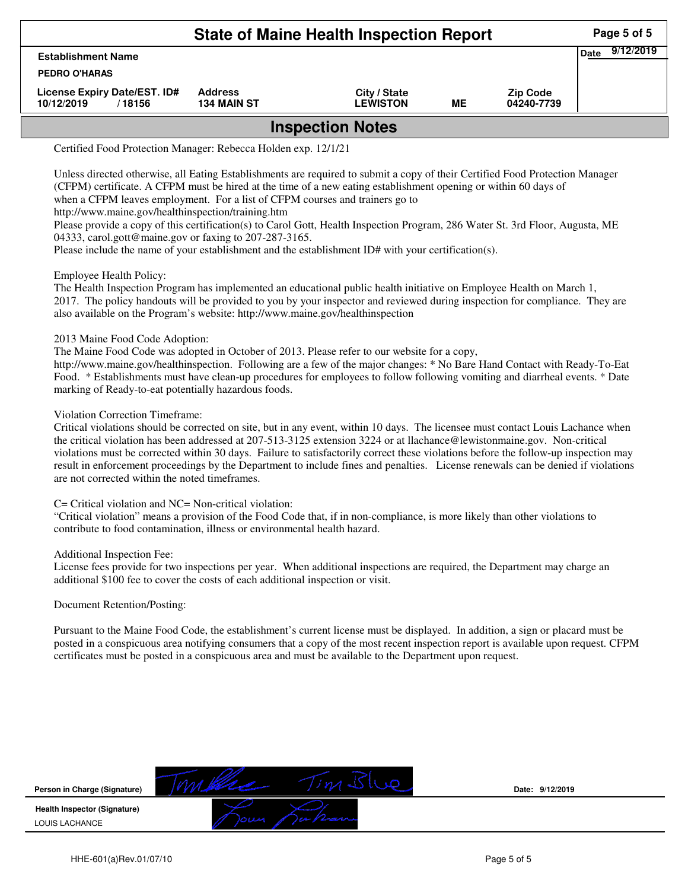# State of Maine Health Inspection Report

| Establishment Name | | | | | Date 9/12/2019 |
|---|---|---|---|---|---|
| PEDRO O'HARAS | | | | | |
| License Expiry Date/EST. ID# | Address | City / State | | Zip Code | |
| 10/12/2019 / 18156 | 134 MAIN ST | LEWISTON | ME | 04240-7739 | |

## Inspection Notes

Certified Food Protection Manager: Rebecca Holden exp. 12/1/21

Unless directed otherwise, all Eating Establishments are required to submit a copy of their Certified Food Protection Manager (CFPM) certificate. A CFPM must be hired at the time of a new eating establishment opening or within 60 days of when a CFPM leaves employment. For a list of CFPM courses and trainers go to http://www.maine.gov/healthinspection/training.htm
Please provide a copy of this certification(s) to Carol Gott, Health Inspection Program, 286 Water St. 3rd Floor, Augusta, ME 04333, carol.gott@maine.gov or faxing to 207-287-3165.
Please include the name of your establishment and the establishment ID# with your certification(s).

Employee Health Policy:
The Health Inspection Program has implemented an educational public health initiative on Employee Health on March 1, 2017. The policy handouts will be provided to you by your inspector and reviewed during inspection for compliance. They are also available on the Program's website: http://www.maine.gov/healthinspection

2013 Maine Food Code Adoption:
The Maine Food Code was adopted in October of 2013. Please refer to our website for a copy, http://www.maine.gov/healthinspection. Following are a few of the major changes: * No Bare Hand Contact with Ready-To-Eat Food. * Establishments must have clean-up procedures for employees to follow following vomiting and diarrheal events. * Date marking of Ready-to-eat potentially hazardous foods.

Violation Correction Timeframe:
Critical violations should be corrected on site, but in any event, within 10 days. The licensee must contact Louis Lachance when the critical violation has been addressed at 207-513-3125 extension 3224 or at llachance@lewistonmaine.gov. Non-critical violations must be corrected within 30 days. Failure to satisfactorily correct these violations before the follow-up inspection may result in enforcement proceedings by the Department to include fines and penalties. License renewals can be denied if violations are not corrected within the noted timeframes.

C= Critical violation and NC= Non-critical violation:
"Critical violation" means a provision of the Food Code that, if in non-compliance, is more likely than other violations to contribute to food contamination, illness or environmental health hazard.

Additional Inspection Fee:
License fees provide for two inspections per year. When additional inspections are required, the Department may charge an additional $100 fee to cover the costs of each additional inspection or visit.

Document Retention/Posting:

Pursuant to the Maine Food Code, the establishment's current license must be displayed. In addition, a sign or placard must be posted in a conspicuous area notifying consumers that a copy of the most recent inspection report is available upon request. CFPM certificates must be posted in a conspicuous area and must be available to the Department upon request.

**Person in Charge (Signature)** Tim Blue **Date:** 9/12/2019

**Health Inspector (Signature)**
LOUIS LACHANCE

HHE-601(a)Rev.01/07/10